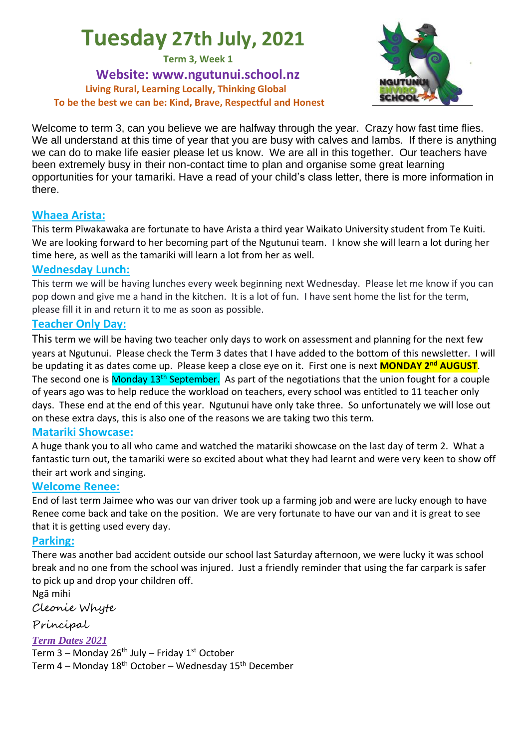# Tuesday 27th July, 2021

**Term 3, Week 1**

**Website: www.ngutunui.school.nz**

**Living Rural, Learning Locally, Thinking Global**

**To be the best we can be: Kind, Brave, Respectful and Honest**

Welcome to term 3, can you believe we are halfway through the year. Crazy how fast time flies. We all understand at this time of year that you are busy with calves and lambs. If there is anything we can do to make life easier please let us know. We are all in this together. Our teachers have been extremely busy in their non-contact time to plan and organise some great learning opportunities for your tamariki. Have a read of your child's class letter, there is more information in there.

## Whaea Arista:

This term Pīwakawaka are fortunate to have Arista a third year Waikato University student from Te Kuiti. We are looking forward to her becoming part of the Ngutunui team. I know she will learn a lot during her time here, as well as the tamariki will learn a lot from her as well.

## Wednesday Lunch:

This term we will be having lunches every week beginning next Wednesday. Please let me know if you can pop down and give me a hand in the kitchen. It is a lot of fun. I have sent home the list for the term, please fill it in and return it to me as soon as possible.

## Teacher Only Day:

This term we will be having two teacher only days to work on assessment and planning for the next few years at Ngutunui. Please check the Term 3 dates that I have added to the bottom of this newsletter. I will be updating it as dates come up. Please keep a close eye on it. First one is next **MONDAY 2nd AUGUST**. The second one is Monday 13th September. As part of the negotiations that the union fought for a couple of years ago was to help reduce the workload on teachers, every school was entitled to 11 teacher only days. These end at the end of this year. Ngutunui have only take three. So unfortunately we will lose out on these extra days, this is also one of the reasons we are taking two this term.

## Matariki Showcase:

A huge thank you to all who came and watched the matariki showcase on the last day of term 2. What a fantastic turn out, the tamariki were so excited about what they had learnt and were very keen to show off their art work and singing.

## Welcome Renee:

End of last term Jaimee who was our van driver took up a farming job and were are lucky enough to have Renee come back and take on the position. We are very fortunate to have our van and it is great to see that it is getting used every day.

## Parking:

There was another bad accident outside our school last Saturday afternoon, we were lucky it was school break and no one from the school was injured. Just a friendly reminder that using the far carpark is safer to pick up and drop your children off.

Ngā mihi

*Cleonie Whyte*

*Principal*

***Term Dates 2021***

Term 3 – Monday 26th July – Friday 1st October

Term 4 – Monday 18th October – Wednesday 15th December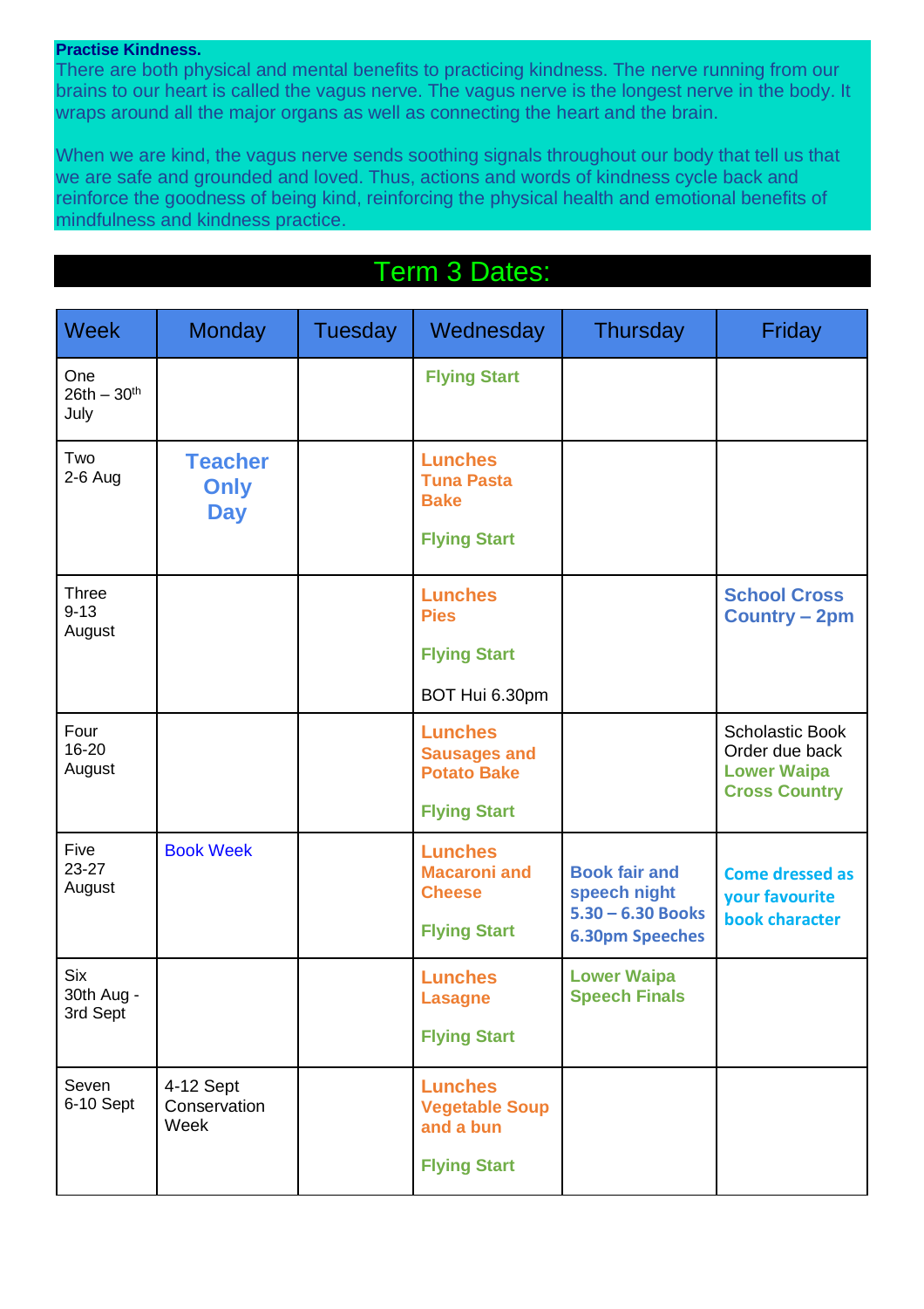**Practise Kindness.**

There are both physical and mental benefits to practicing kindness. The nerve running from our brains to our heart is called the vagus nerve. The vagus nerve is the longest nerve in the body. It wraps around all the major organs as well as connecting the heart and the brain.

When we are kind, the vagus nerve sends soothing signals throughout our body that tell us that we are safe and grounded and loved. Thus, actions and words of kindness cycle back and reinforce the goodness of being kind, reinforcing the physical health and emotional benefits of mindfulness and kindness practice.

## Term 3 Dates:

| Week | Monday | Tuesday | Wednesday | Thursday | Friday |
|---|---|---|---|---|---|
| One 26th – 30th July | | | **Flying Start** | | |
| Two 2-6 Aug | **Teacher Only Day** | | **Lunches Tuna Pasta Bake** **Flying Start** | | |
| Three 9-13 August | | | **Lunches Pies** **Flying Start** BOT Hui 6.30pm | | **School Cross Country – 2pm** |
| Four 16-20 August | | | **Lunches Sausages and Potato Bake** **Flying Start** | | Scholastic Book Order due back **Lower Waipa Cross Country** |
| Five 23-27 August | Book Week | | **Lunches Macaroni and Cheese** **Flying Start** | **Book fair and speech night 5.30 – 6.30 Books 6.30pm Speeches** | **Come dressed as your favourite book character** |
| Six 30th Aug - 3rd Sept | | | **Lunches Lasagne** **Flying Start** | **Lower Waipa Speech Finals** | |
| Seven 6-10 Sept | 4-12 Sept Conservation Week | | **Lunches Vegetable Soup and a bun** **Flying Start** | | |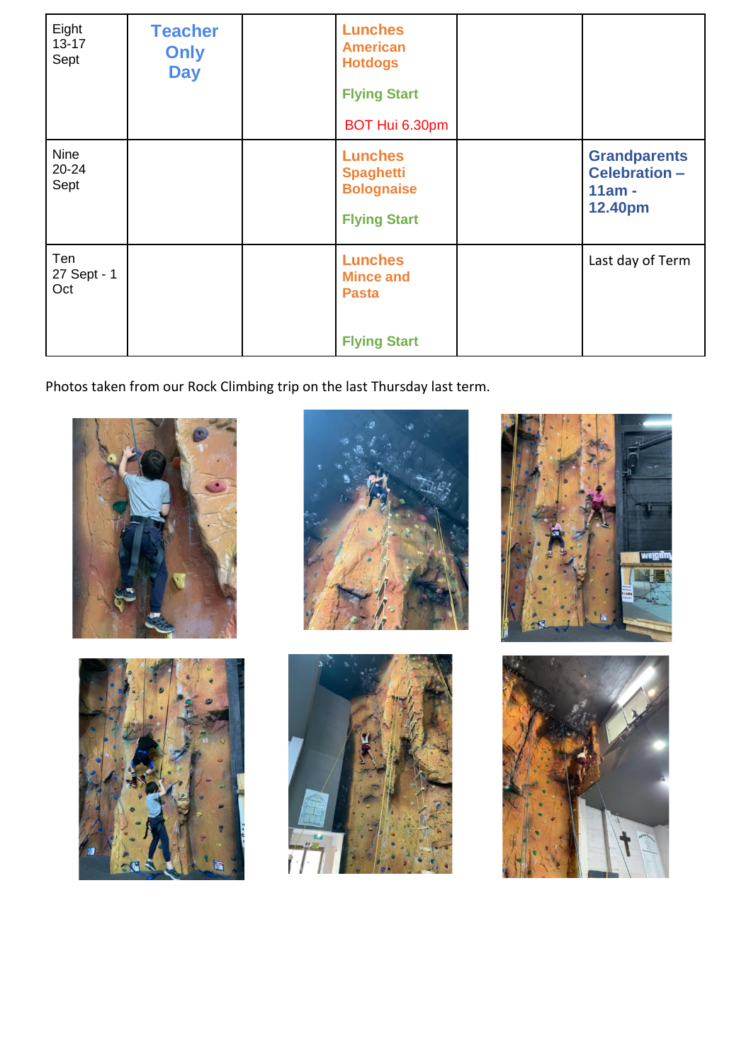| | | | | | | |
|---|---|---|---|---|---|---|
| Eight 13-17 Sept | **Teacher Only Day** | | **Lunches** **American Hotdogs** **Flying Start** BOT Hui 6.30pm | | | |
| Nine 20-24 Sept | | | **Lunches** **Spaghetti Bolognaise** **Flying Start** | | | **Grandparents Celebration – 11am - 12.40pm** |
| Ten 27 Sept - 1 Oct | | | **Lunches** **Mince and Pasta** **Flying Start** | | | Last day of Term |

Photos taken from our Rock Climbing trip on the last Thursday last term.